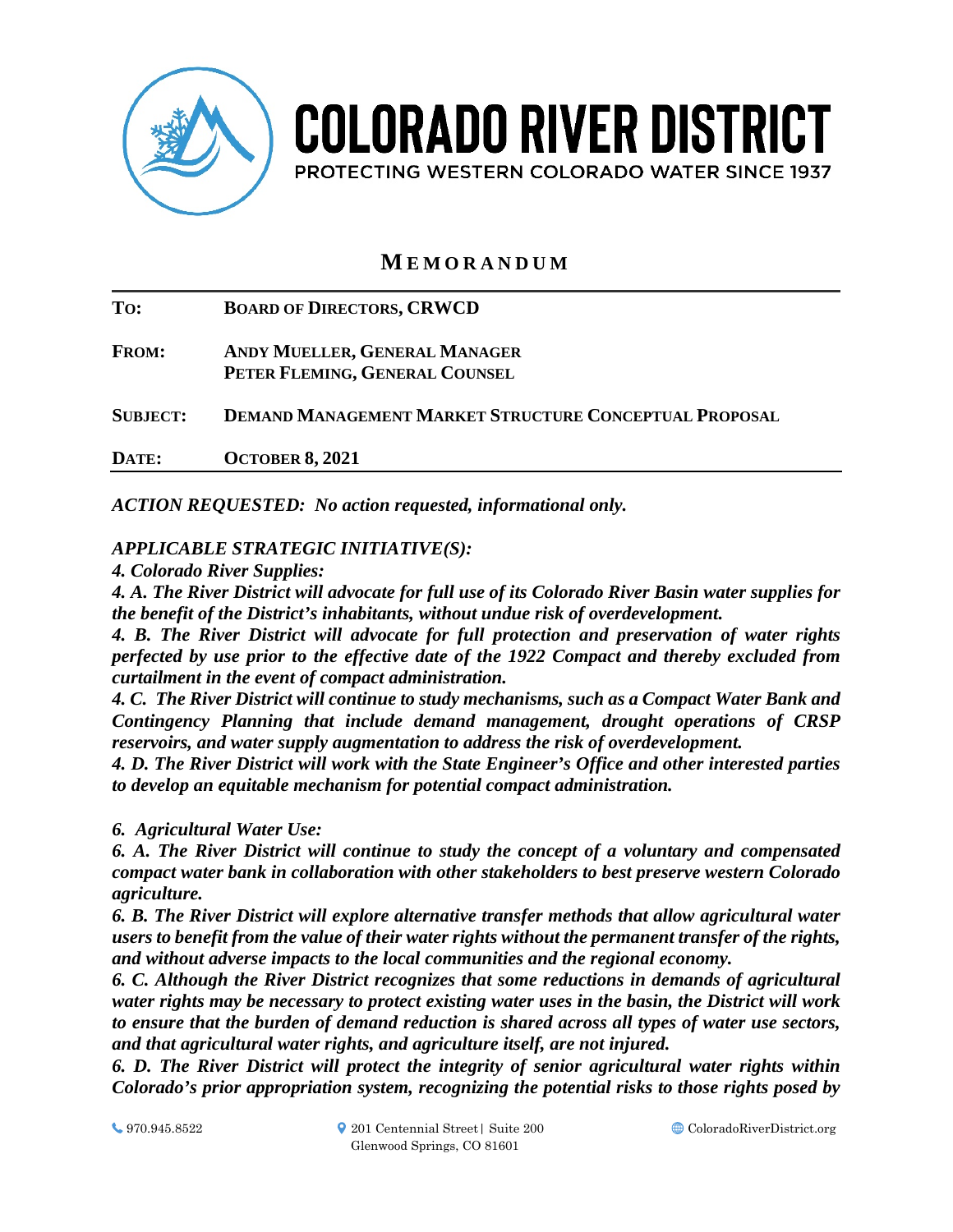# COLORADO RIVER DISTRICT

PROTECTING WESTERN COLORADO WATER SINCE 1937

## MEMORANDUM

| | |
|---|---|
| **TO:** | **BOARD OF DIRECTORS, CRWCD** |
| **FROM:** | **ANDY MUELLER, GENERAL MANAGER**<br>**PETER FLEMING, GENERAL COUNSEL** |
| **SUBJECT:** | **DEMAND MANAGEMENT MARKET STRUCTURE CONCEPTUAL PROPOSAL** |
| **DATE:** | **OCTOBER 8, 2021** |

***ACTION REQUESTED: No action requested, informational only.***

***APPLICABLE STRATEGIC INITIATIVE(S):***

***4. Colorado River Supplies:***

***4. A. The River District will advocate for full use of its Colorado River Basin water supplies for the benefit of the District's inhabitants, without undue risk of overdevelopment.***

***4. B. The River District will advocate for full protection and preservation of water rights perfected by use prior to the effective date of the 1922 Compact and thereby excluded from curtailment in the event of compact administration.***

***4. C. The River District will continue to study mechanisms, such as a Compact Water Bank and Contingency Planning that include demand management, drought operations of CRSP reservoirs, and water supply augmentation to address the risk of overdevelopment.***

***4. D. The River District will work with the State Engineer's Office and other interested parties to develop an equitable mechanism for potential compact administration.***

***6. Agricultural Water Use:***

***6. A. The River District will continue to study the concept of a voluntary and compensated compact water bank in collaboration with other stakeholders to best preserve western Colorado agriculture.***

***6. B. The River District will explore alternative transfer methods that allow agricultural water users to benefit from the value of their water rights without the permanent transfer of the rights, and without adverse impacts to the local communities and the regional economy.***

***6. C. Although the River District recognizes that some reductions in demands of agricultural water rights may be necessary to protect existing water uses in the basin, the District will work to ensure that the burden of demand reduction is shared across all types of water use sectors, and that agricultural water rights, and agriculture itself, are not injured.***

***6. D. The River District will protect the integrity of senior agricultural water rights within Colorado's prior appropriation system, recognizing the potential risks to those rights posed by***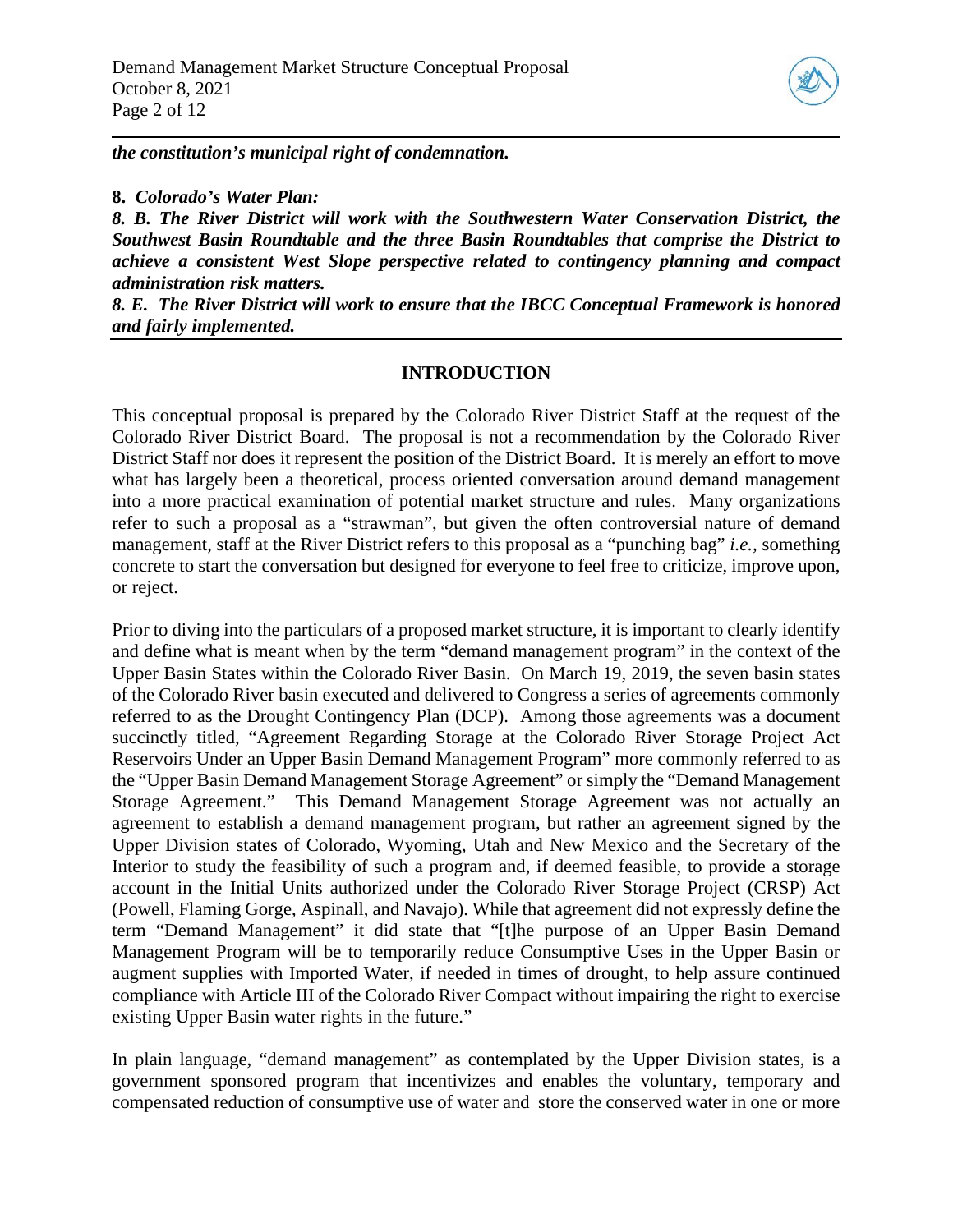***the constitution's municipal right of condemnation.***

**8.** ***Colorado's Water Plan:***

***8. B. The River District will work with the Southwestern Water Conservation District, the Southwest Basin Roundtable and the three Basin Roundtables that comprise the District to achieve a consistent West Slope perspective related to contingency planning and compact administration risk matters.***

***8. E. The River District will work to ensure that the IBCC Conceptual Framework is honored and fairly implemented.***

## INTRODUCTION

This conceptual proposal is prepared by the Colorado River District Staff at the request of the Colorado River District Board. The proposal is not a recommendation by the Colorado River District Staff nor does it represent the position of the District Board. It is merely an effort to move what has largely been a theoretical, process oriented conversation around demand management into a more practical examination of potential market structure and rules. Many organizations refer to such a proposal as a "strawman", but given the often controversial nature of demand management, staff at the River District refers to this proposal as a "punching bag" *i.e.*, something concrete to start the conversation but designed for everyone to feel free to criticize, improve upon, or reject.

Prior to diving into the particulars of a proposed market structure, it is important to clearly identify and define what is meant when by the term "demand management program" in the context of the Upper Basin States within the Colorado River Basin. On March 19, 2019, the seven basin states of the Colorado River basin executed and delivered to Congress a series of agreements commonly referred to as the Drought Contingency Plan (DCP). Among those agreements was a document succinctly titled, "Agreement Regarding Storage at the Colorado River Storage Project Act Reservoirs Under an Upper Basin Demand Management Program" more commonly referred to as the "Upper Basin Demand Management Storage Agreement" or simply the "Demand Management Storage Agreement." This Demand Management Storage Agreement was not actually an agreement to establish a demand management program, but rather an agreement signed by the Upper Division states of Colorado, Wyoming, Utah and New Mexico and the Secretary of the Interior to study the feasibility of such a program and, if deemed feasible, to provide a storage account in the Initial Units authorized under the Colorado River Storage Project (CRSP) Act (Powell, Flaming Gorge, Aspinall, and Navajo). While that agreement did not expressly define the term "Demand Management" it did state that "[t]he purpose of an Upper Basin Demand Management Program will be to temporarily reduce Consumptive Uses in the Upper Basin or augment supplies with Imported Water, if needed in times of drought, to help assure continued compliance with Article III of the Colorado River Compact without impairing the right to exercise existing Upper Basin water rights in the future."

In plain language, "demand management" as contemplated by the Upper Division states, is a government sponsored program that incentivizes and enables the voluntary, temporary and compensated reduction of consumptive use of water and store the conserved water in one or more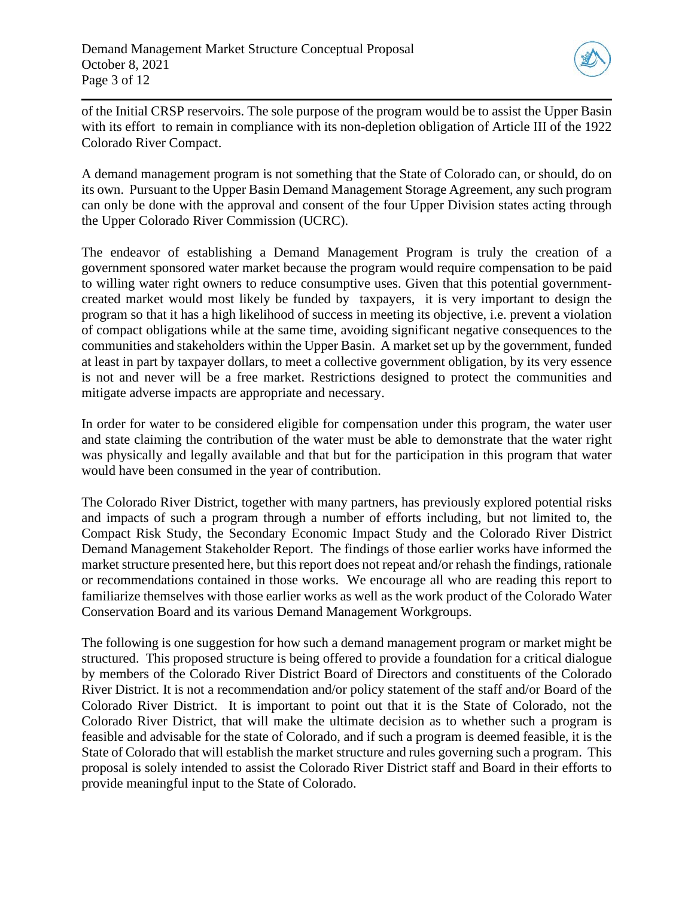of the Initial CRSP reservoirs. The sole purpose of the program would be to assist the Upper Basin with its effort to remain in compliance with its non-depletion obligation of Article III of the 1922 Colorado River Compact.

A demand management program is not something that the State of Colorado can, or should, do on its own. Pursuant to the Upper Basin Demand Management Storage Agreement, any such program can only be done with the approval and consent of the four Upper Division states acting through the Upper Colorado River Commission (UCRC).

The endeavor of establishing a Demand Management Program is truly the creation of a government sponsored water market because the program would require compensation to be paid to willing water right owners to reduce consumptive uses. Given that this potential government-created market would most likely be funded by taxpayers, it is very important to design the program so that it has a high likelihood of success in meeting its objective, i.e. prevent a violation of compact obligations while at the same time, avoiding significant negative consequences to the communities and stakeholders within the Upper Basin. A market set up by the government, funded at least in part by taxpayer dollars, to meet a collective government obligation, by its very essence is not and never will be a free market. Restrictions designed to protect the communities and mitigate adverse impacts are appropriate and necessary.

In order for water to be considered eligible for compensation under this program, the water user and state claiming the contribution of the water must be able to demonstrate that the water right was physically and legally available and that but for the participation in this program that water would have been consumed in the year of contribution.

The Colorado River District, together with many partners, has previously explored potential risks and impacts of such a program through a number of efforts including, but not limited to, the Compact Risk Study, the Secondary Economic Impact Study and the Colorado River District Demand Management Stakeholder Report. The findings of those earlier works have informed the market structure presented here, but this report does not repeat and/or rehash the findings, rationale or recommendations contained in those works. We encourage all who are reading this report to familiarize themselves with those earlier works as well as the work product of the Colorado Water Conservation Board and its various Demand Management Workgroups.

The following is one suggestion for how such a demand management program or market might be structured. This proposed structure is being offered to provide a foundation for a critical dialogue by members of the Colorado River District Board of Directors and constituents of the Colorado River District. It is not a recommendation and/or policy statement of the staff and/or Board of the Colorado River District. It is important to point out that it is the State of Colorado, not the Colorado River District, that will make the ultimate decision as to whether such a program is feasible and advisable for the state of Colorado, and if such a program is deemed feasible, it is the State of Colorado that will establish the market structure and rules governing such a program. This proposal is solely intended to assist the Colorado River District staff and Board in their efforts to provide meaningful input to the State of Colorado.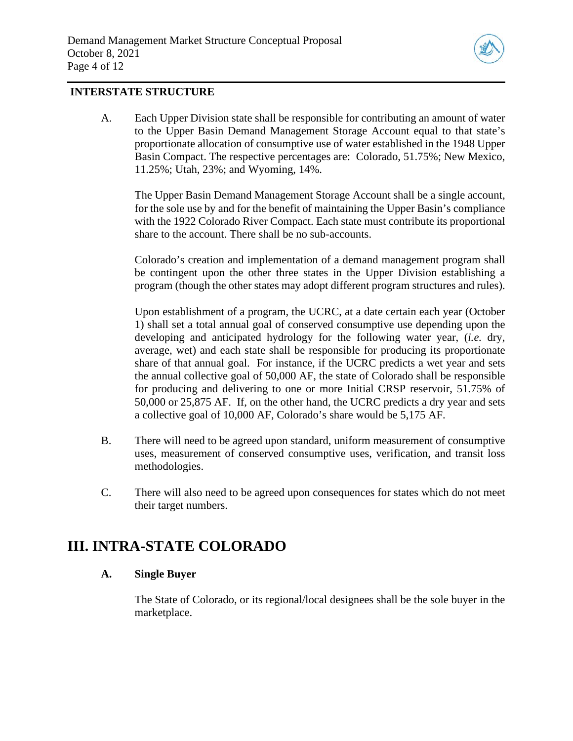**INTERSTATE STRUCTURE**

A. Each Upper Division state shall be responsible for contributing an amount of water to the Upper Basin Demand Management Storage Account equal to that state's proportionate allocation of consumptive use of water established in the 1948 Upper Basin Compact. The respective percentages are: Colorado, 51.75%; New Mexico, 11.25%; Utah, 23%; and Wyoming, 14%.

The Upper Basin Demand Management Storage Account shall be a single account, for the sole use by and for the benefit of maintaining the Upper Basin's compliance with the 1922 Colorado River Compact. Each state must contribute its proportional share to the account. There shall be no sub-accounts.

Colorado's creation and implementation of a demand management program shall be contingent upon the other three states in the Upper Division establishing a program (though the other states may adopt different program structures and rules).

Upon establishment of a program, the UCRC, at a date certain each year (October 1) shall set a total annual goal of conserved consumptive use depending upon the developing and anticipated hydrology for the following water year, (*i.e.* dry, average, wet) and each state shall be responsible for producing its proportionate share of that annual goal. For instance, if the UCRC predicts a wet year and sets the annual collective goal of 50,000 AF, the state of Colorado shall be responsible for producing and delivering to one or more Initial CRSP reservoir, 51.75% of 50,000 or 25,875 AF. If, on the other hand, the UCRC predicts a dry year and sets a collective goal of 10,000 AF, Colorado's share would be 5,175 AF.

B. There will need to be agreed upon standard, uniform measurement of consumptive uses, measurement of conserved consumptive uses, verification, and transit loss methodologies.

C. There will also need to be agreed upon consequences for states which do not meet their target numbers.

# III. INTRA-STATE COLORADO

### A. Single Buyer

The State of Colorado, or its regional/local designees shall be the sole buyer in the marketplace.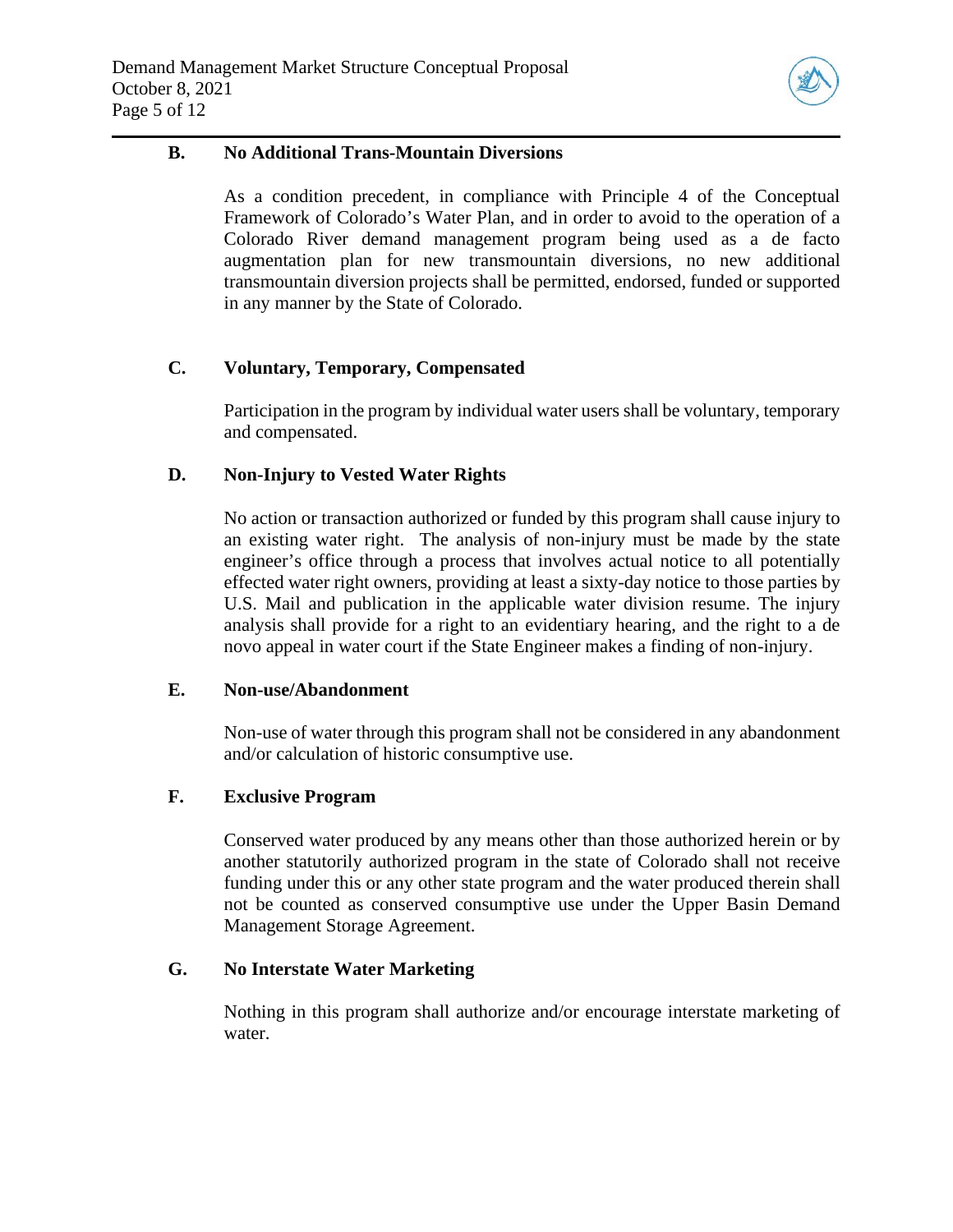### B. No Additional Trans-Mountain Diversions

As a condition precedent, in compliance with Principle 4 of the Conceptual Framework of Colorado's Water Plan, and in order to avoid to the operation of a Colorado River demand management program being used as a de facto augmentation plan for new transmountain diversions, no new additional transmountain diversion projects shall be permitted, endorsed, funded or supported in any manner by the State of Colorado.

### C. Voluntary, Temporary, Compensated

Participation in the program by individual water users shall be voluntary, temporary and compensated.

### D. Non-Injury to Vested Water Rights

No action or transaction authorized or funded by this program shall cause injury to an existing water right. The analysis of non-injury must be made by the state engineer's office through a process that involves actual notice to all potentially effected water right owners, providing at least a sixty-day notice to those parties by U.S. Mail and publication in the applicable water division resume. The injury analysis shall provide for a right to an evidentiary hearing, and the right to a de novo appeal in water court if the State Engineer makes a finding of non-injury.

### E. Non-use/Abandonment

Non-use of water through this program shall not be considered in any abandonment and/or calculation of historic consumptive use.

### F. Exclusive Program

Conserved water produced by any means other than those authorized herein or by another statutorily authorized program in the state of Colorado shall not receive funding under this or any other state program and the water produced therein shall not be counted as conserved consumptive use under the Upper Basin Demand Management Storage Agreement.

### G. No Interstate Water Marketing

Nothing in this program shall authorize and/or encourage interstate marketing of water.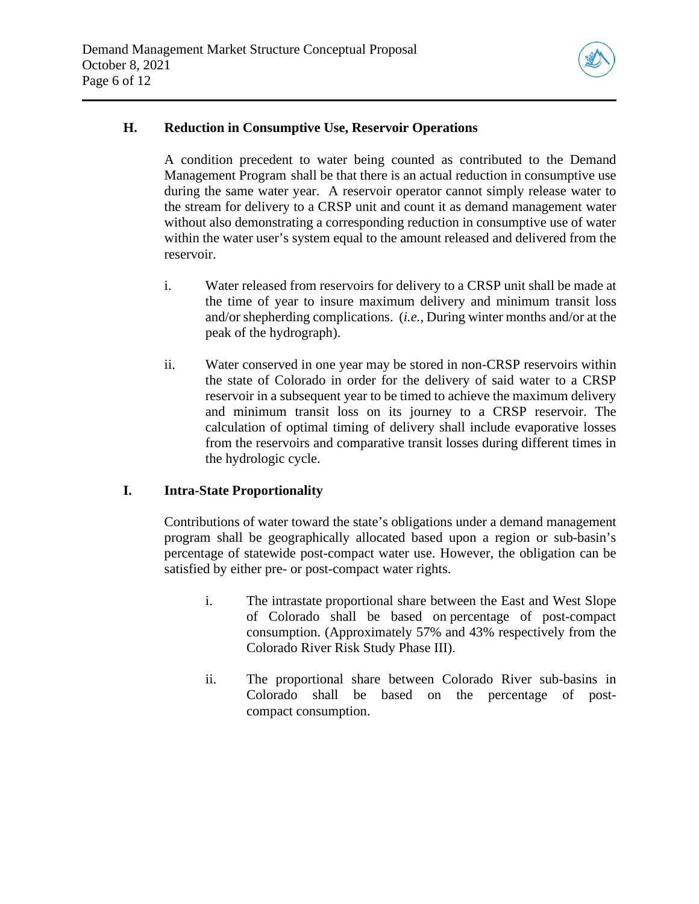### H. Reduction in Consumptive Use, Reservoir Operations

A condition precedent to water being counted as contributed to the Demand Management Program shall be that there is an actual reduction in consumptive use during the same water year. A reservoir operator cannot simply release water to the stream for delivery to a CRSP unit and count it as demand management water without also demonstrating a corresponding reduction in consumptive use of water within the water user's system equal to the amount released and delivered from the reservoir.

i. Water released from reservoirs for delivery to a CRSP unit shall be made at the time of year to insure maximum delivery and minimum transit loss and/or shepherding complications. (*i.e.*, During winter months and/or at the peak of the hydrograph).

ii. Water conserved in one year may be stored in non-CRSP reservoirs within the state of Colorado in order for the delivery of said water to a CRSP reservoir in a subsequent year to be timed to achieve the maximum delivery and minimum transit loss on its journey to a CRSP reservoir. The calculation of optimal timing of delivery shall include evaporative losses from the reservoirs and comparative transit losses during different times in the hydrologic cycle.

### I. Intra-State Proportionality

Contributions of water toward the state's obligations under a demand management program shall be geographically allocated based upon a region or sub-basin's percentage of statewide post-compact water use. However, the obligation can be satisfied by either pre- or post-compact water rights.

i. The intrastate proportional share between the East and West Slope of Colorado shall be based on percentage of post-compact consumption. (Approximately 57% and 43% respectively from the Colorado River Risk Study Phase III).

ii. The proportional share between Colorado River sub-basins in Colorado shall be based on the percentage of post-compact consumption.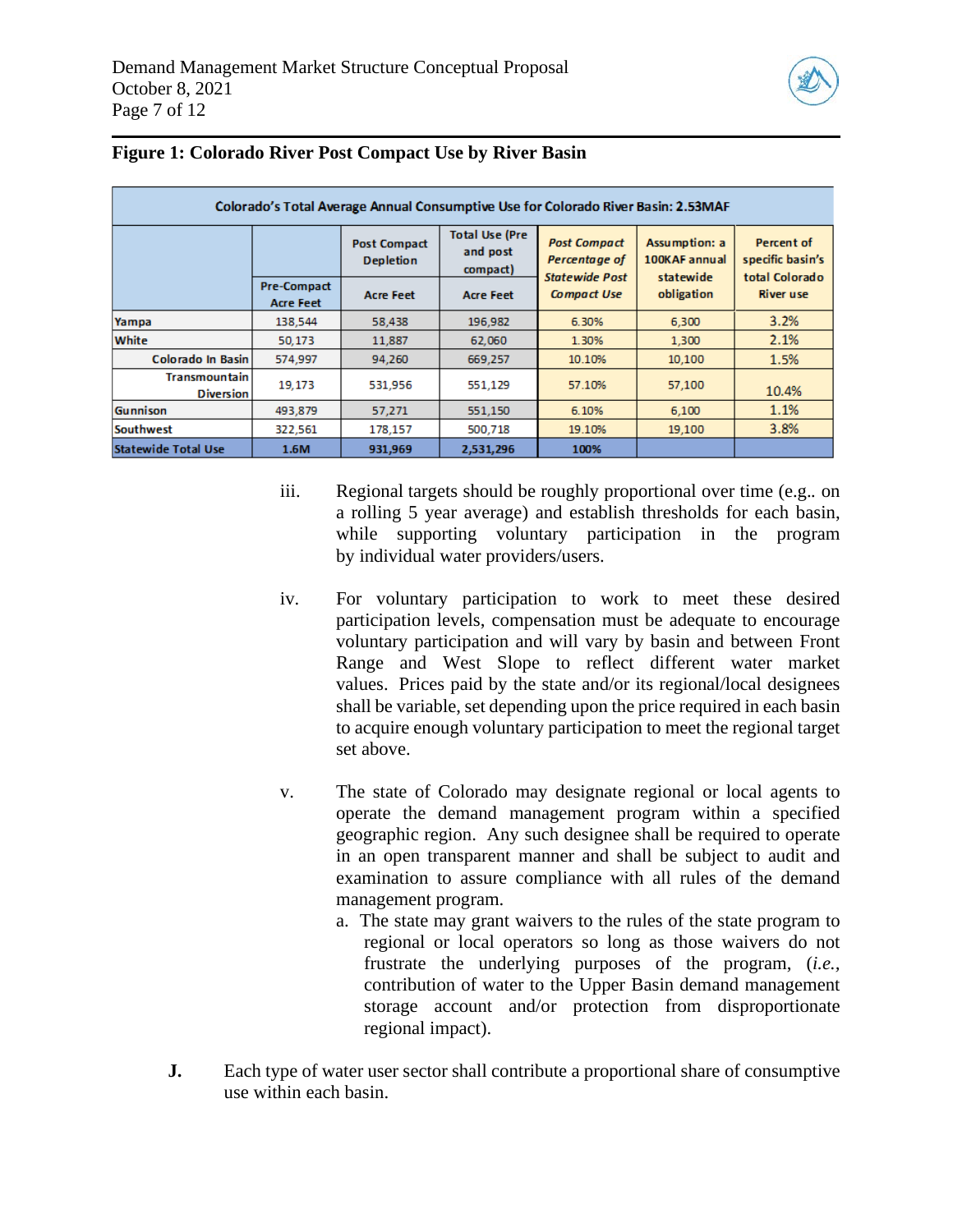**Figure 1: Colorado River Post Compact Use by River Basin**

| Colorado's Total Average Annual Consumptive Use for Colorado River Basin: 2.53MAF | | | | | | |
|---|---|---|---|---|---|---|
| | | Post Compact Depletion | Total Use (Pre and post compact) | *Post Compact Percentage of Statewide Post Compact Use* | Assumption: a 100KAF annual statewide obligation | Percent of specific basin's total Colorado River use |
| | Pre-Compact Acre Feet | Acre Feet | Acre Feet | | | |
| Yampa | 138,544 | 58,438 | 196,982 | 6.30% | 6,300 | 3.2% |
| White | 50,173 | 11,887 | 62,060 | 1.30% | 1,300 | 2.1% |
| Colorado In Basin | 574,997 | 94,260 | 669,257 | 10.10% | 10,100 | 1.5% |
| Transmountain Diversion | 19,173 | 531,956 | 551,129 | 57.10% | 57,100 | 10.4% |
| Gunnison | 493,879 | 57,271 | 551,150 | 6.10% | 6,100 | 1.1% |
| Southwest | 322,561 | 178,157 | 500,718 | 19.10% | 19,100 | 3.8% |
| Statewide Total Use | 1.6M | 931,969 | 2,531,296 | 100% | | |

iii. Regional targets should be roughly proportional over time (e.g.. on a rolling 5 year average) and establish thresholds for each basin, while supporting voluntary participation in the program by individual water providers/users.

iv. For voluntary participation to work to meet these desired participation levels, compensation must be adequate to encourage voluntary participation and will vary by basin and between Front Range and West Slope to reflect different water market values. Prices paid by the state and/or its regional/local designees shall be variable, set depending upon the price required in each basin to acquire enough voluntary participation to meet the regional target set above.

v. The state of Colorado may designate regional or local agents to operate the demand management program within a specified geographic region. Any such designee shall be required to operate in an open transparent manner and shall be subject to audit and examination to assure compliance with all rules of the demand management program.

   a. The state may grant waivers to the rules of the state program to regional or local operators so long as those waivers do not frustrate the underlying purposes of the program, (*i.e.*, contribution of water to the Upper Basin demand management storage account and/or protection from disproportionate regional impact).

**J.** Each type of water user sector shall contribute a proportional share of consumptive use within each basin.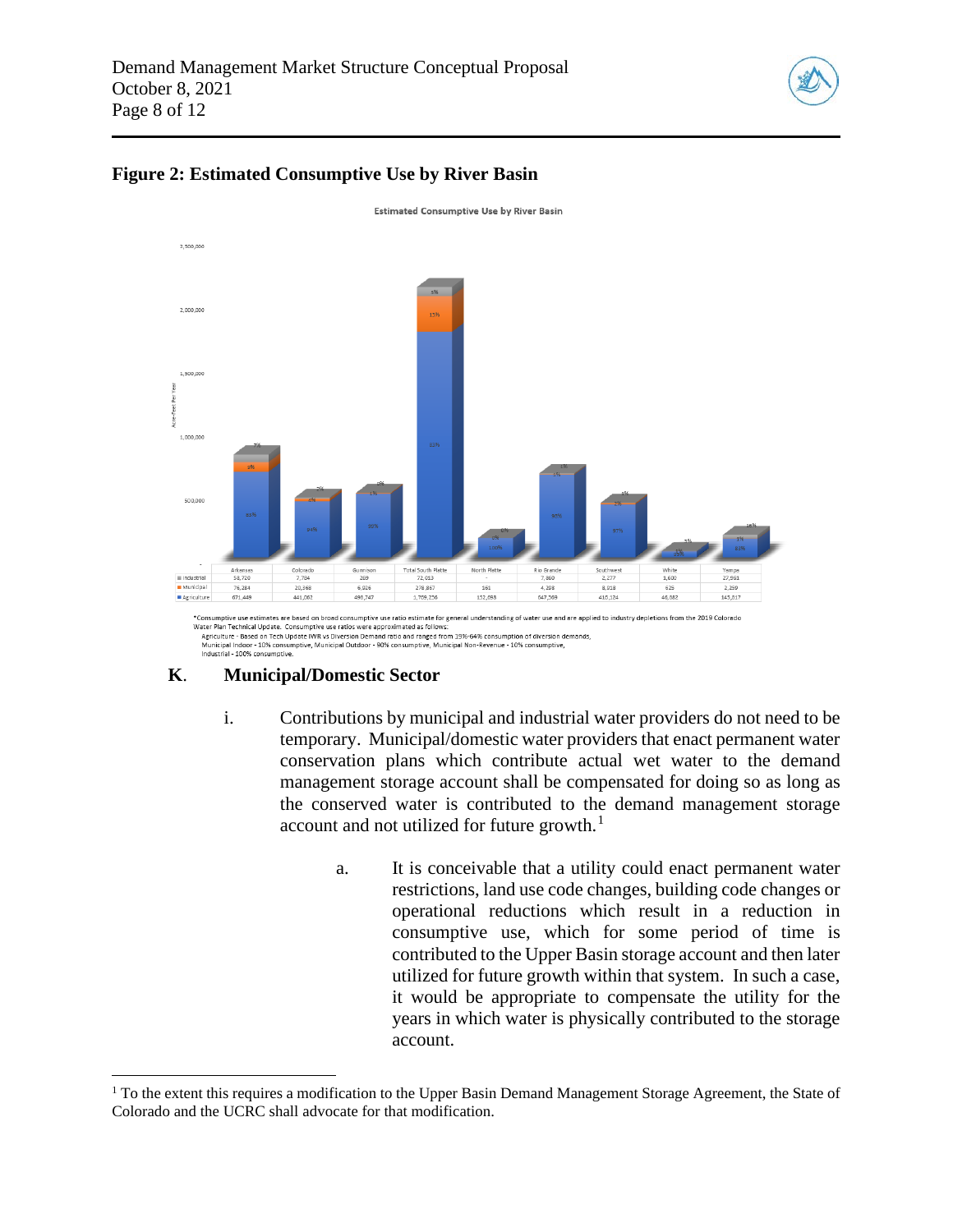## Figure 2: Estimated Consumptive Use by River Basin

Estimated Consumptive Use by River Basin

| | Arkansas | Colorado | Gunnison | Total South Platte | North Platte | Rio Grande | Southwest | White | Yampa |
|---|---|---|---|---|---|---|---|---|---|
| Industrial | 58,720 | 7,784 | 269 | 72,013 | - | 7,860 | 2,277 | 1,600 | 27,961 |
| Municipal | 76,284 | 20,368 | 6,926 | 278,867 | 161 | 4,208 | 8,918 | 625 | 2,259 |
| Agriculture | 671,449 | 441,062 | 490,747 | 1,709,256 | 152,098 | 647,569 | 410,124 | 46,882 | 145,817 |

*Consumptive use estimates are based on broad consumptive use ratio estimate for general understanding of water use and are applied to industry depletions from the 2019 Colorado Water Plan Technical Update. Consumptive use ratios were approximated as follows:
Agriculture - Based on Tech Update IWR vs Diversion Demand ratio and ranged from 19%-64% consumption of diversion demands,
Municipal Indoor - 10% consumptive, Municipal Outdoor - 90% consumptive, Municipal Non-Revenue - 10% consumptive,
Industrial - 100% consumptive.

### K. Municipal/Domestic Sector

i. Contributions by municipal and industrial water providers do not need to be temporary. Municipal/domestic water providers that enact permanent water conservation plans which contribute actual wet water to the demand management storage account shall be compensated for doing so as long as the conserved water is contributed to the demand management storage account and not utilized for future growth.[1]

a. It is conceivable that a utility could enact permanent water restrictions, land use code changes, building code changes or operational reductions which result in a reduction in consumptive use, which for some period of time is contributed to the Upper Basin storage account and then later utilized for future growth within that system. In such a case, it would be appropriate to compensate the utility for the years in which water is physically contributed to the storage account.

[1] To the extent this requires a modification to the Upper Basin Demand Management Storage Agreement, the State of Colorado and the UCRC shall advocate for that modification.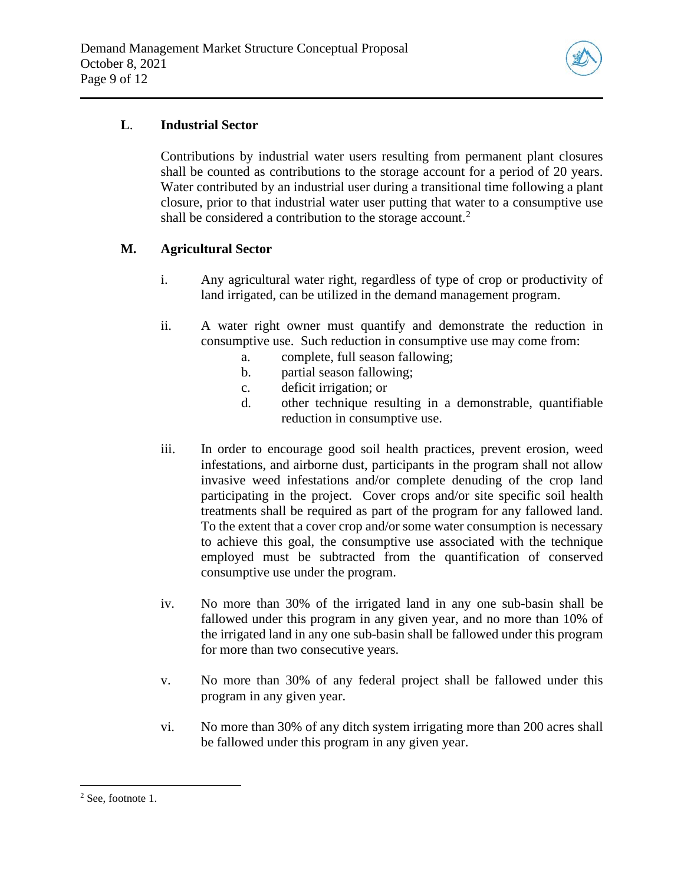## L. Industrial Sector

Contributions by industrial water users resulting from permanent plant closures shall be counted as contributions to the storage account for a period of 20 years. Water contributed by an industrial user during a transitional time following a plant closure, prior to that industrial water user putting that water to a consumptive use shall be considered a contribution to the storage account.[2]

## M. Agricultural Sector

i. Any agricultural water right, regardless of type of crop or productivity of land irrigated, can be utilized in the demand management program.

ii. A water right owner must quantify and demonstrate the reduction in consumptive use. Such reduction in consumptive use may come from:

   a. complete, full season fallowing;
   b. partial season fallowing;
   c. deficit irrigation; or
   d. other technique resulting in a demonstrable, quantifiable reduction in consumptive use.

iii. In order to encourage good soil health practices, prevent erosion, weed infestations, and airborne dust, participants in the program shall not allow invasive weed infestations and/or complete denuding of the crop land participating in the project. Cover crops and/or site specific soil health treatments shall be required as part of the program for any fallowed land. To the extent that a cover crop and/or some water consumption is necessary to achieve this goal, the consumptive use associated with the technique employed must be subtracted from the quantification of conserved consumptive use under the program.

iv. No more than 30% of the irrigated land in any one sub-basin shall be fallowed under this program in any given year, and no more than 10% of the irrigated land in any one sub-basin shall be fallowed under this program for more than two consecutive years.

v. No more than 30% of any federal project shall be fallowed under this program in any given year.

vi. No more than 30% of any ditch system irrigating more than 200 acres shall be fallowed under this program in any given year.

---

[2] See, footnote 1.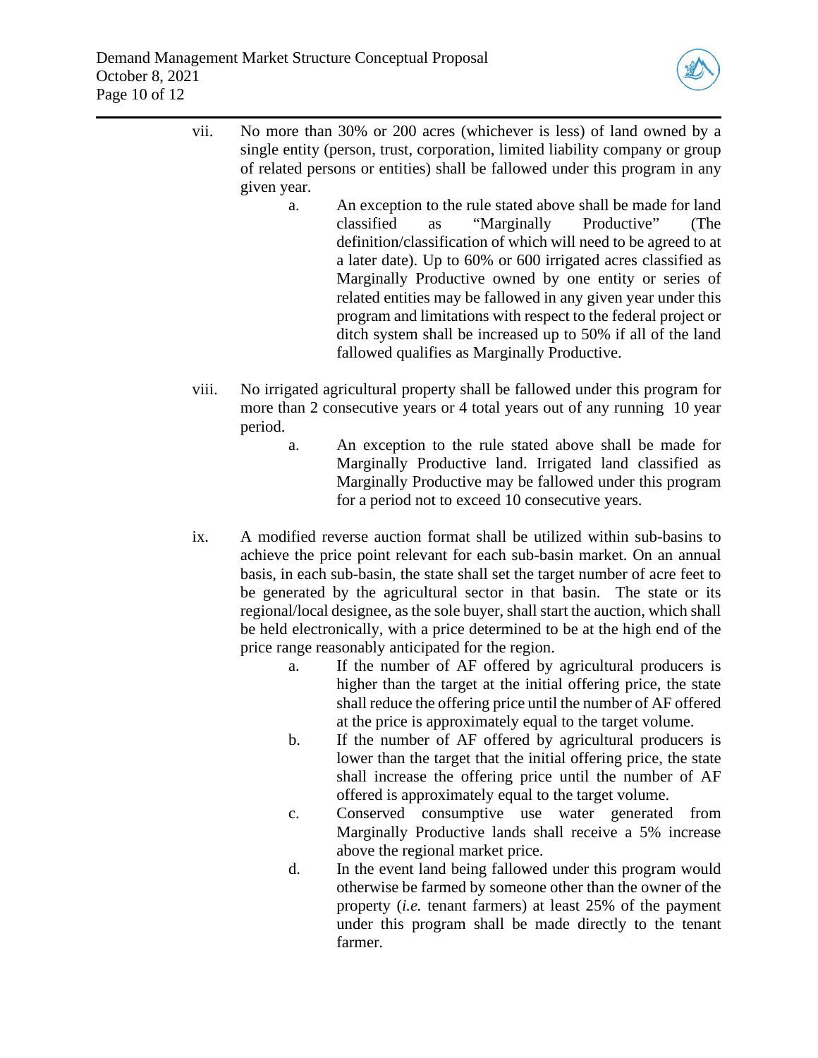vii. No more than 30% or 200 acres (whichever is less) of land owned by a single entity (person, trust, corporation, limited liability company or group of related persons or entities) shall be fallowed under this program in any given year.

   a. An exception to the rule stated above shall be made for land classified as "Marginally Productive" (The definition/classification of which will need to be agreed to at a later date). Up to 60% or 600 irrigated acres classified as Marginally Productive owned by one entity or series of related entities may be fallowed in any given year under this program and limitations with respect to the federal project or ditch system shall be increased up to 50% if all of the land fallowed qualifies as Marginally Productive.

viii. No irrigated agricultural property shall be fallowed under this program for more than 2 consecutive years or 4 total years out of any running 10 year period.

   a. An exception to the rule stated above shall be made for Marginally Productive land. Irrigated land classified as Marginally Productive may be fallowed under this program for a period not to exceed 10 consecutive years.

ix. A modified reverse auction format shall be utilized within sub-basins to achieve the price point relevant for each sub-basin market. On an annual basis, in each sub-basin, the state shall set the target number of acre feet to be generated by the agricultural sector in that basin. The state or its regional/local designee, as the sole buyer, shall start the auction, which shall be held electronically, with a price determined to be at the high end of the price range reasonably anticipated for the region.

   a. If the number of AF offered by agricultural producers is higher than the target at the initial offering price, the state shall reduce the offering price until the number of AF offered at the price is approximately equal to the target volume.
   b. If the number of AF offered by agricultural producers is lower than the target that the initial offering price, the state shall increase the offering price until the number of AF offered is approximately equal to the target volume.
   c. Conserved consumptive use water generated from Marginally Productive lands shall receive a 5% increase above the regional market price.
   d. In the event land being fallowed under this program would otherwise be farmed by someone other than the owner of the property (*i.e.* tenant farmers) at least 25% of the payment under this program shall be made directly to the tenant farmer.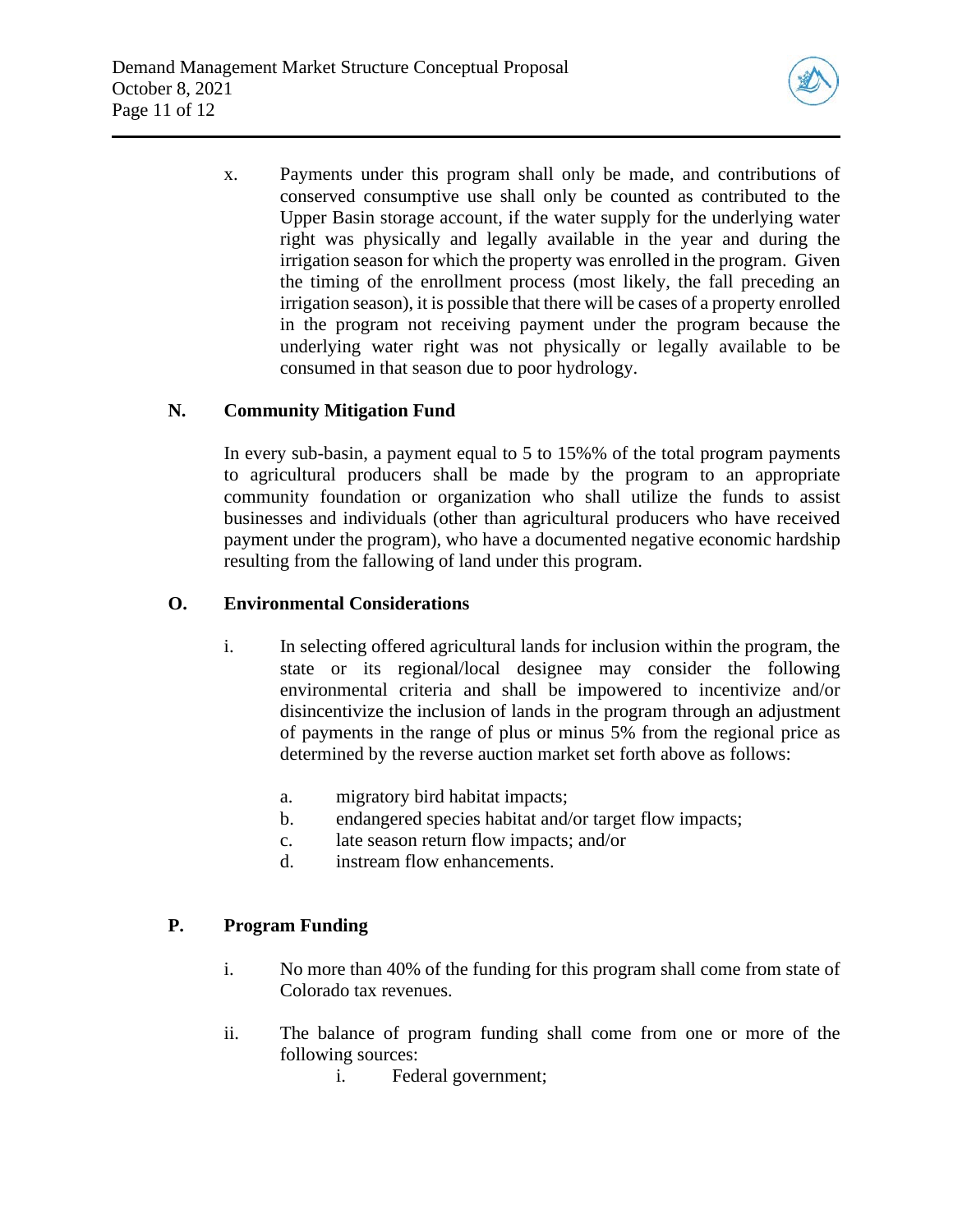x. Payments under this program shall only be made, and contributions of conserved consumptive use shall only be counted as contributed to the Upper Basin storage account, if the water supply for the underlying water right was physically and legally available in the year and during the irrigation season for which the property was enrolled in the program. Given the timing of the enrollment process (most likely, the fall preceding an irrigation season), it is possible that there will be cases of a property enrolled in the program not receiving payment under the program because the underlying water right was not physically or legally available to be consumed in that season due to poor hydrology.

### N. Community Mitigation Fund

In every sub-basin, a payment equal to 5 to 15%% of the total program payments to agricultural producers shall be made by the program to an appropriate community foundation or organization who shall utilize the funds to assist businesses and individuals (other than agricultural producers who have received payment under the program), who have a documented negative economic hardship resulting from the fallowing of land under this program.

### O. Environmental Considerations

i. In selecting offered agricultural lands for inclusion within the program, the state or its regional/local designee may consider the following environmental criteria and shall be impowered to incentivize and/or disincentivize the inclusion of lands in the program through an adjustment of payments in the range of plus or minus 5% from the regional price as determined by the reverse auction market set forth above as follows:

   a. migratory bird habitat impacts;
   b. endangered species habitat and/or target flow impacts;
   c. late season return flow impacts; and/or
   d. instream flow enhancements.

### P. Program Funding

i. No more than 40% of the funding for this program shall come from state of Colorado tax revenues.

ii. The balance of program funding shall come from one or more of the following sources:

   i. Federal government;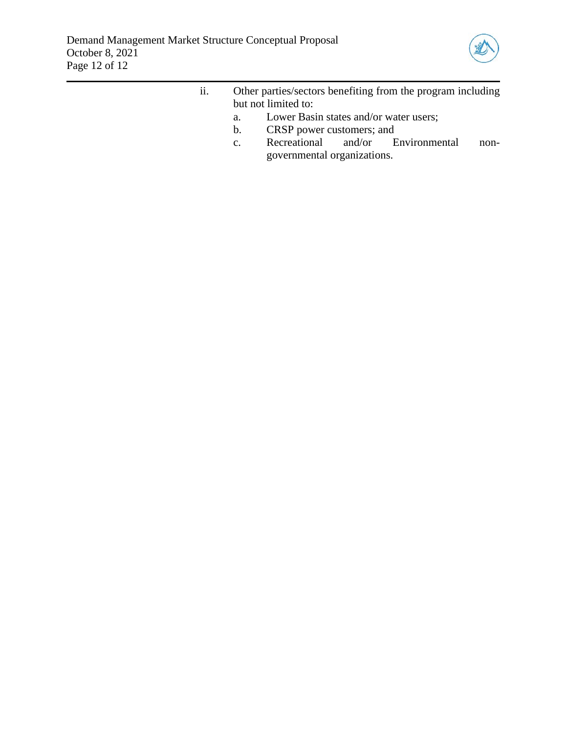ii. Other parties/sectors benefiting from the program including but not limited to:

   a. Lower Basin states and/or water users;
   b. CRSP power customers; and
   c. Recreational and/or Environmental non-governmental organizations.